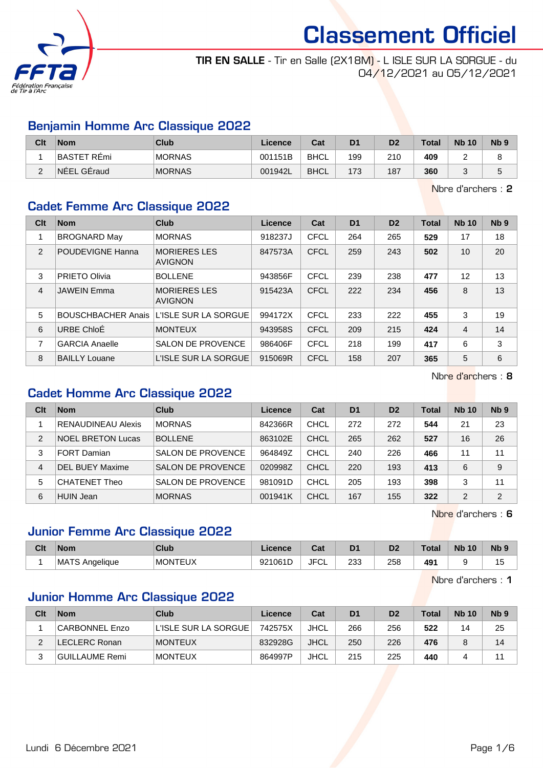# Classement Officiel

**TIR EN SALLE** - Tir en Salle (2X18M) - L ISLE SUR LA SORGUE - du 04/12/2021 au 05/12/2021

## Benjamin Homme Arc Classique 2022

| Clt | Nom | Club | Licence | Cat | D1 | D2 | Total | Nb 10 | Nb 9 |
|---|---|---|---|---|---|---|---|---|---|
| 1 | BASTET RÉmi | MORNAS | 001151B | BHCL | 199 | 210 | **409** | 2 | 8 |
| 2 | NÉEL GÉraud | MORNAS | 001942L | BHCL | 173 | 187 | **360** | 3 | 5 |

Nbre d'archers : **2**

## Cadet Femme Arc Classique 2022

| Clt | Nom | Club | Licence | Cat | D1 | D2 | Total | Nb 10 | Nb 9 |
|---|---|---|---|---|---|---|---|---|---|
| 1 | BROGNARD May | MORNAS | 918237J | CFCL | 264 | 265 | **529** | 17 | 18 |
| 2 | POUDEVIGNE Hanna | MORIERES LES AVIGNON | 847573A | CFCL | 259 | 243 | **502** | 10 | 20 |
| 3 | PRIETO Olivia | BOLLENE | 943856F | CFCL | 239 | 238 | **477** | 12 | 13 |
| 4 | JAWEIN Emma | MORIERES LES AVIGNON | 915423A | CFCL | 222 | 234 | **456** | 8 | 13 |
| 5 | BOUSCHBACHER Anais | L'ISLE SUR LA SORGUE | 994172X | CFCL | 233 | 222 | **455** | 3 | 19 |
| 6 | URBE ChloÉ | MONTEUX | 943958S | CFCL | 209 | 215 | **424** | 4 | 14 |
| 7 | GARCIA Anaelle | SALON DE PROVENCE | 986406F | CFCL | 218 | 199 | **417** | 6 | 3 |
| 8 | BAILLY Louane | L'ISLE SUR LA SORGUE | 915069R | CFCL | 158 | 207 | **365** | 5 | 6 |

Nbre d'archers : **8**

## Cadet Homme Arc Classique 2022

| Clt | Nom | Club | Licence | Cat | D1 | D2 | Total | Nb 10 | Nb 9 |
|---|---|---|---|---|---|---|---|---|---|
| 1 | RENAUDINEAU Alexis | MORNAS | 842366R | CHCL | 272 | 272 | **544** | 21 | 23 |
| 2 | NOEL BRETON Lucas | BOLLENE | 863102E | CHCL | 265 | 262 | **527** | 16 | 26 |
| 3 | FORT Damian | SALON DE PROVENCE | 964849Z | CHCL | 240 | 226 | **466** | 11 | 11 |
| 4 | DEL BUEY Maxime | SALON DE PROVENCE | 020998Z | CHCL | 220 | 193 | **413** | 6 | 9 |
| 5 | CHATENET Theo | SALON DE PROVENCE | 981091D | CHCL | 205 | 193 | **398** | 3 | 11 |
| 6 | HUIN Jean | MORNAS | 001941K | CHCL | 167 | 155 | **322** | 2 | 2 |

Nbre d'archers : **6**

## Junior Femme Arc Classique 2022

| Clt | Nom | Club | Licence | Cat | D1 | D2 | Total | Nb 10 | Nb 9 |
|---|---|---|---|---|---|---|---|---|---|
| 1 | MATS Angelique | MONTEUX | 921061D | JFCL | 233 | 258 | **491** | 9 | 15 |

Nbre d'archers : **1**

## Junior Homme Arc Classique 2022

| Clt | Nom | Club | Licence | Cat | D1 | D2 | Total | Nb 10 | Nb 9 |
|---|---|---|---|---|---|---|---|---|---|
| 1 | CARBONNEL Enzo | L'ISLE SUR LA SORGUE | 742575X | JHCL | 266 | 256 | **522** | 14 | 25 |
| 2 | LECLERC Ronan | MONTEUX | 832928G | JHCL | 250 | 226 | **476** | 8 | 14 |
| 3 | GUILLAUME Remi | MONTEUX | 864997P | JHCL | 215 | 225 | **440** | 4 | 11 |

Lundi 6 Décembre 2021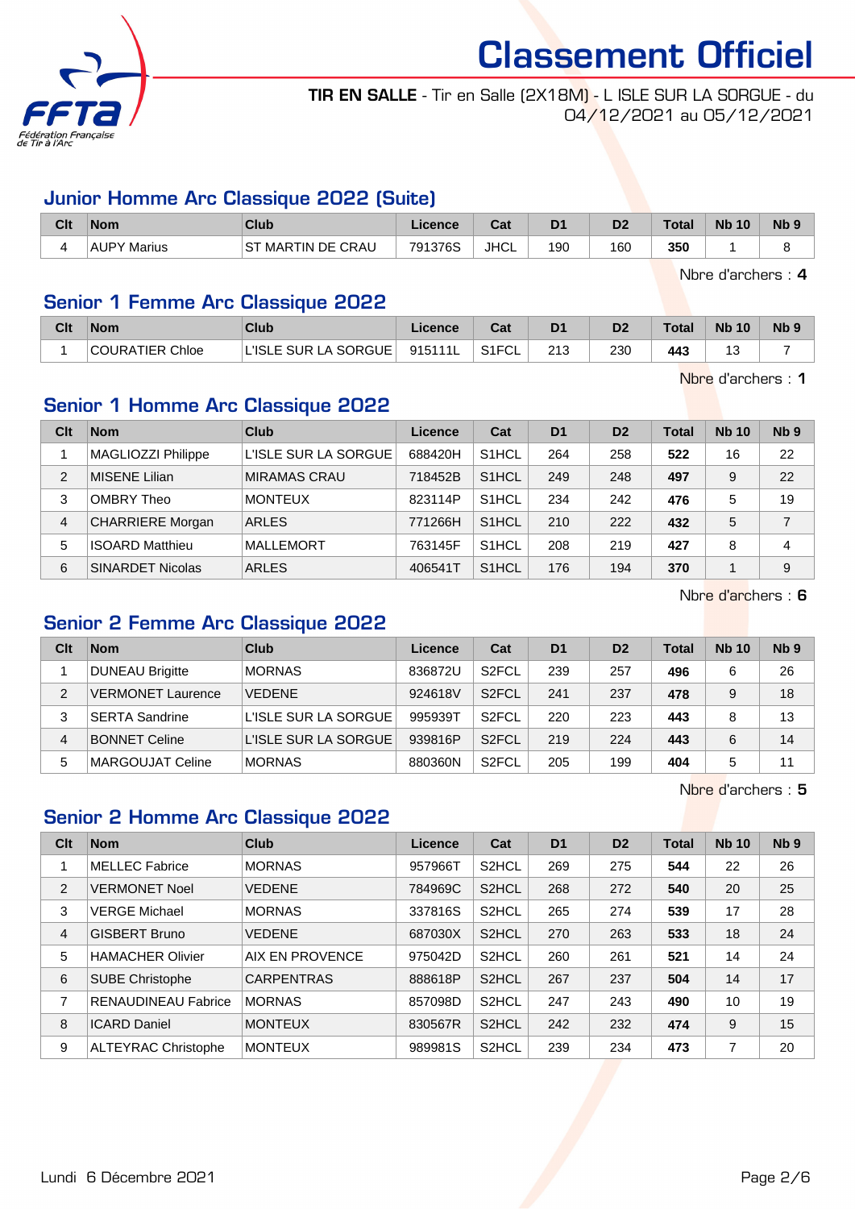# Classement Officiel

**TIR EN SALLE** - Tir en Salle (2X18M) - L ISLE SUR LA SORGUE - du 04/12/2021 au 05/12/2021

## Junior Homme Arc Classique 2022 (Suite)

| Clt | Nom | Club | Licence | Cat | D1 | D2 | Total | Nb 10 | Nb 9 |
|---|---|---|---|---|---|---|---|---|---|
| 4 | AUPY Marius | ST MARTIN DE CRAU | 791376S | JHCL | 190 | 160 | **350** | 1 | 8 |

Nbre d'archers : **4**

## Senior 1 Femme Arc Classique 2022

| Clt | Nom | Club | Licence | Cat | D1 | D2 | Total | Nb 10 | Nb 9 |
|---|---|---|---|---|---|---|---|---|---|
| 1 | COURATIER Chloe | L'ISLE SUR LA SORGUE | 915111L | S1FCL | 213 | 230 | **443** | 13 | 7 |

Nbre d'archers : **1**

## Senior 1 Homme Arc Classique 2022

| Clt | Nom | Club | Licence | Cat | D1 | D2 | Total | Nb 10 | Nb 9 |
|---|---|---|---|---|---|---|---|---|---|
| 1 | MAGLIOZZI Philippe | L'ISLE SUR LA SORGUE | 688420H | S1HCL | 264 | 258 | **522** | 16 | 22 |
| 2 | MISENE Lilian | MIRAMAS CRAU | 718452B | S1HCL | 249 | 248 | **497** | 9 | 22 |
| 3 | OMBRY Theo | MONTEUX | 823114P | S1HCL | 234 | 242 | **476** | 5 | 19 |
| 4 | CHARRIERE Morgan | ARLES | 771266H | S1HCL | 210 | 222 | **432** | 5 | 7 |
| 5 | ISOARD Matthieu | MALLEMORT | 763145F | S1HCL | 208 | 219 | **427** | 8 | 4 |
| 6 | SINARDET Nicolas | ARLES | 406541T | S1HCL | 176 | 194 | **370** | 1 | 9 |

Nbre d'archers : **6**

## Senior 2 Femme Arc Classique 2022

| Clt | Nom | Club | Licence | Cat | D1 | D2 | Total | Nb 10 | Nb 9 |
|---|---|---|---|---|---|---|---|---|---|
| 1 | DUNEAU Brigitte | MORNAS | 836872U | S2FCL | 239 | 257 | **496** | 6 | 26 |
| 2 | VERMONET Laurence | VEDENE | 924618V | S2FCL | 241 | 237 | **478** | 9 | 18 |
| 3 | SERTA Sandrine | L'ISLE SUR LA SORGUE | 995939T | S2FCL | 220 | 223 | **443** | 8 | 13 |
| 4 | BONNET Celine | L'ISLE SUR LA SORGUE | 939816P | S2FCL | 219 | 224 | **443** | 6 | 14 |
| 5 | MARGOUJAT Celine | MORNAS | 880360N | S2FCL | 205 | 199 | **404** | 5 | 11 |

Nbre d'archers : **5**

## Senior 2 Homme Arc Classique 2022

| Clt | Nom | Club | Licence | Cat | D1 | D2 | Total | Nb 10 | Nb 9 |
|---|---|---|---|---|---|---|---|---|---|
| 1 | MELLEC Fabrice | MORNAS | 957966T | S2HCL | 269 | 275 | **544** | 22 | 26 |
| 2 | VERMONET Noel | VEDENE | 784969C | S2HCL | 268 | 272 | **540** | 20 | 25 |
| 3 | VERGE Michael | MORNAS | 337816S | S2HCL | 265 | 274 | **539** | 17 | 28 |
| 4 | GISBERT Bruno | VEDENE | 687030X | S2HCL | 270 | 263 | **533** | 18 | 24 |
| 5 | HAMACHER Olivier | AIX EN PROVENCE | 975042D | S2HCL | 260 | 261 | **521** | 14 | 24 |
| 6 | SUBE Christophe | CARPENTRAS | 888618P | S2HCL | 267 | 237 | **504** | 14 | 17 |
| 7 | RENAUDINEAU Fabrice | MORNAS | 857098D | S2HCL | 247 | 243 | **490** | 10 | 19 |
| 8 | ICARD Daniel | MONTEUX | 830567R | S2HCL | 242 | 232 | **474** | 9 | 15 |
| 9 | ALTEYRAC Christophe | MONTEUX | 989981S | S2HCL | 239 | 234 | **473** | 7 | 20 |

Lundi 6 Décembre 2021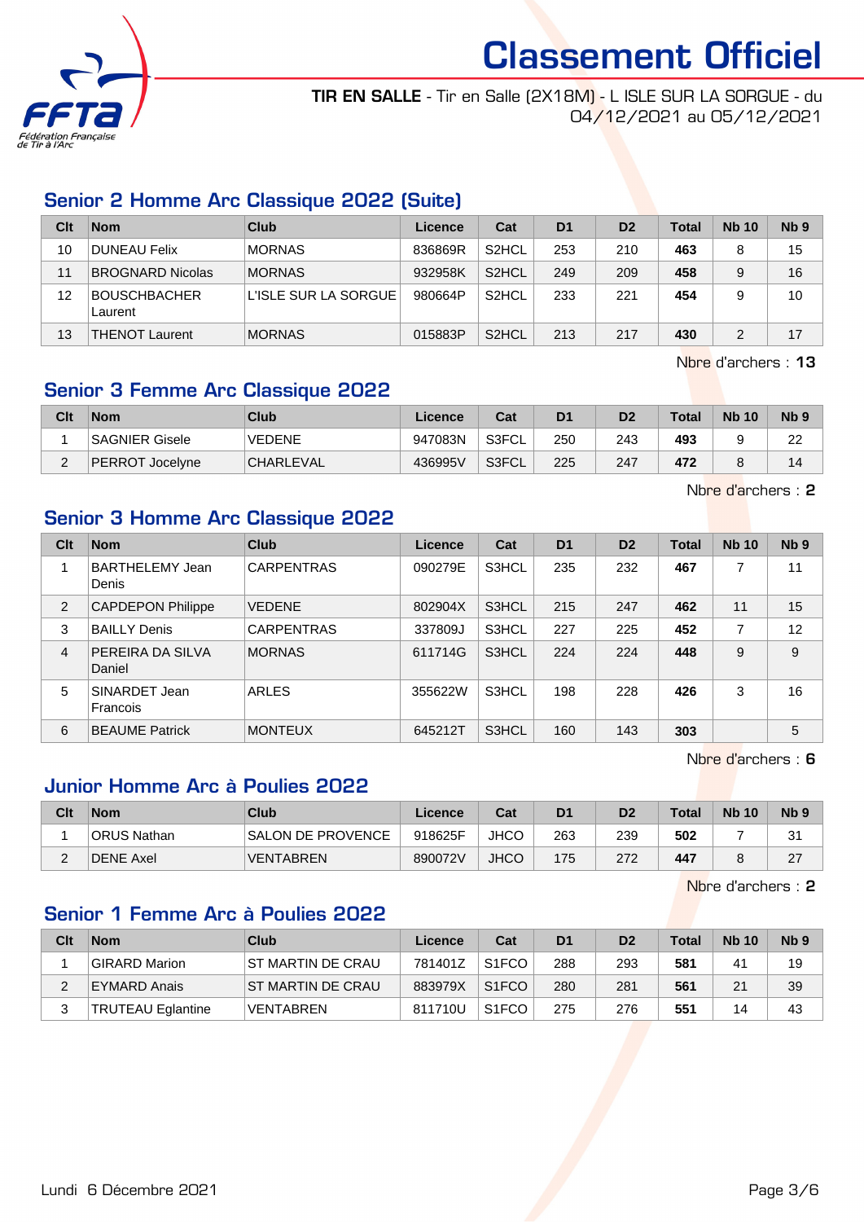# Classement Officiel

**TIR EN SALLE** - Tir en Salle (2X18M) - L ISLE SUR LA SORGUE - du 04/12/2021 au 05/12/2021

## Senior 2 Homme Arc Classique 2022 (Suite)

| Clt | Nom | Club | Licence | Cat | D1 | D2 | Total | Nb 10 | Nb 9 |
|---|---|---|---|---|---|---|---|---|---|
| 10 | DUNEAU Felix | MORNAS | 836869R | S2HCL | 253 | 210 | **463** | 8 | 15 |
| 11 | BROGNARD Nicolas | MORNAS | 932958K | S2HCL | 249 | 209 | **458** | 9 | 16 |
| 12 | BOUSCHBACHER Laurent | L'ISLE SUR LA SORGUE | 980664P | S2HCL | 233 | 221 | **454** | 9 | 10 |
| 13 | THENOT Laurent | MORNAS | 015883P | S2HCL | 213 | 217 | **430** | 2 | 17 |

Nbre d'archers : **13**

## Senior 3 Femme Arc Classique 2022

| Clt | Nom | Club | Licence | Cat | D1 | D2 | Total | Nb 10 | Nb 9 |
|---|---|---|---|---|---|---|---|---|---|
| 1 | SAGNIER Gisele | VEDENE | 947083N | S3FCL | 250 | 243 | **493** | 9 | 22 |
| 2 | PERROT Jocelyne | CHARLEVAL | 436995V | S3FCL | 225 | 247 | **472** | 8 | 14 |

Nbre d'archers : **2**

## Senior 3 Homme Arc Classique 2022

| Clt | Nom | Club | Licence | Cat | D1 | D2 | Total | Nb 10 | Nb 9 |
|---|---|---|---|---|---|---|---|---|---|
| 1 | BARTHELEMY Jean Denis | CARPENTRAS | 090279E | S3HCL | 235 | 232 | **467** | 7 | 11 |
| 2 | CAPDEPON Philippe | VEDENE | 802904X | S3HCL | 215 | 247 | **462** | 11 | 15 |
| 3 | BAILLY Denis | CARPENTRAS | 337809J | S3HCL | 227 | 225 | **452** | 7 | 12 |
| 4 | PEREIRA DA SILVA Daniel | MORNAS | 611714G | S3HCL | 224 | 224 | **448** | 9 | 9 |
| 5 | SINARDET Jean Francois | ARLES | 355622W | S3HCL | 198 | 228 | **426** | 3 | 16 |
| 6 | BEAUME Patrick | MONTEUX | 645212T | S3HCL | 160 | 143 | **303** | | 5 |

Nbre d'archers : **6**

## Junior Homme Arc à Poulies 2022

| Clt | Nom | Club | Licence | Cat | D1 | D2 | Total | Nb 10 | Nb 9 |
|---|---|---|---|---|---|---|---|---|---|
| 1 | ORUS Nathan | SALON DE PROVENCE | 918625F | JHCO | 263 | 239 | **502** | 7 | 31 |
| 2 | DENE Axel | VENTABREN | 890072V | JHCO | 175 | 272 | **447** | 8 | 27 |

Nbre d'archers : **2**

## Senior 1 Femme Arc à Poulies 2022

| Clt | Nom | Club | Licence | Cat | D1 | D2 | Total | Nb 10 | Nb 9 |
|---|---|---|---|---|---|---|---|---|---|
| 1 | GIRARD Marion | ST MARTIN DE CRAU | 781401Z | S1FCO | 288 | 293 | **581** | 41 | 19 |
| 2 | EYMARD Anais | ST MARTIN DE CRAU | 883979X | S1FCO | 280 | 281 | **561** | 21 | 39 |
| 3 | TRUTEAU Eglantine | VENTABREN | 811710U | S1FCO | 275 | 276 | **551** | 14 | 43 |

Lundi 6 Décembre 2021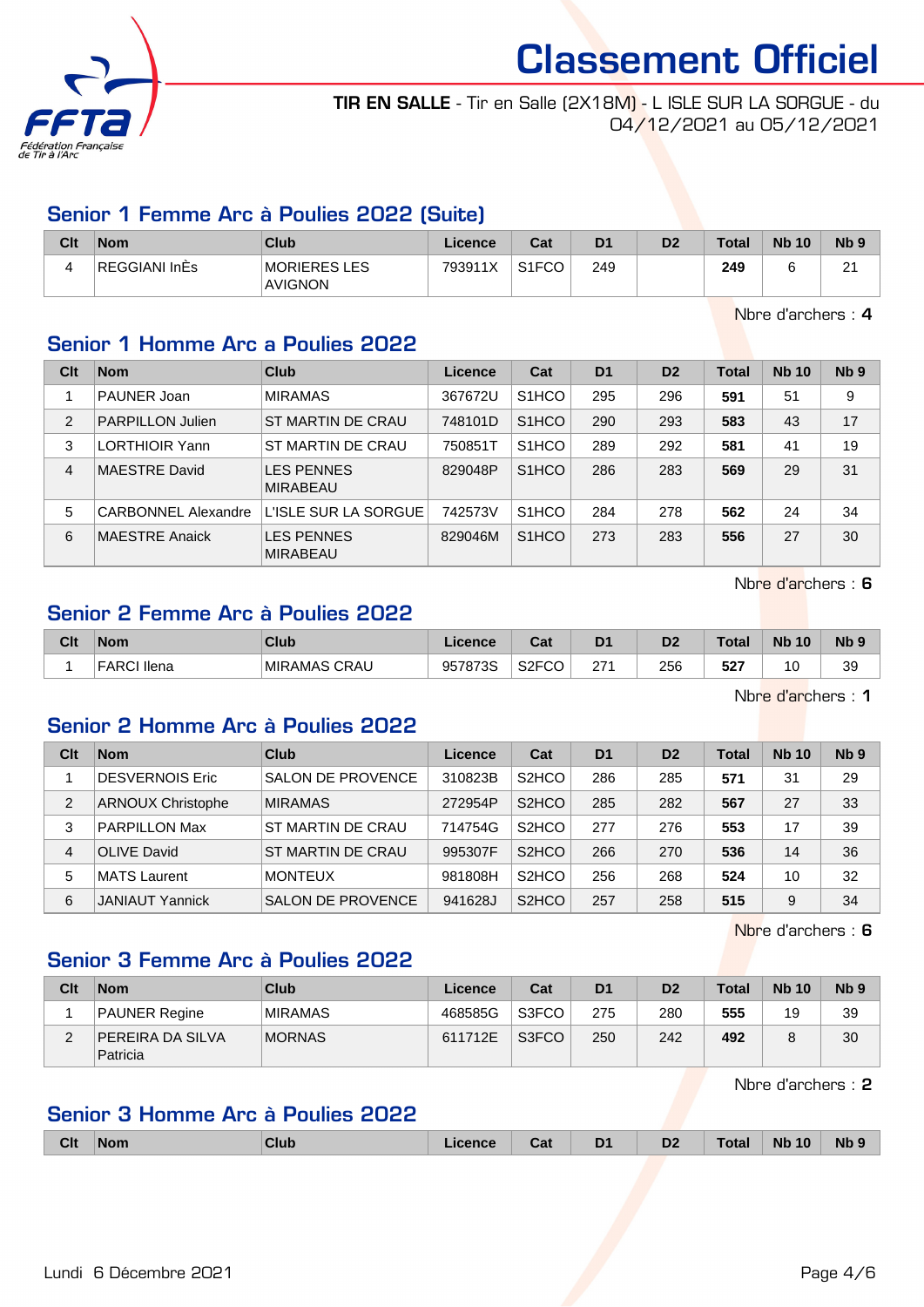# Classement Officiel

**TIR EN SALLE** - Tir en Salle (2X18M) - L ISLE SUR LA SORGUE - du 04/12/2021 au 05/12/2021

## Senior 1 Femme Arc à Poulies 2022 (Suite)

| Clt | Nom | Club | Licence | Cat | D1 | D2 | Total | Nb 10 | Nb 9 |
|---|---|---|---|---|---|---|---|---|---|
| 4 | REGGIANI InÈs | MORIERES LES AVIGNON | 793911X | S1FCO | 249 | | **249** | 6 | 21 |

Nbre d'archers : **4**

## Senior 1 Homme Arc a Poulies 2022

| Clt | Nom | Club | Licence | Cat | D1 | D2 | Total | Nb 10 | Nb 9 |
|---|---|---|---|---|---|---|---|---|---|
| 1 | PAUNER Joan | MIRAMAS | 367672U | S1HCO | 295 | 296 | **591** | 51 | 9 |
| 2 | PARPILLON Julien | ST MARTIN DE CRAU | 748101D | S1HCO | 290 | 293 | **583** | 43 | 17 |
| 3 | LORTHIOIR Yann | ST MARTIN DE CRAU | 750851T | S1HCO | 289 | 292 | **581** | 41 | 19 |
| 4 | MAESTRE David | LES PENNES MIRABEAU | 829048P | S1HCO | 286 | 283 | **569** | 29 | 31 |
| 5 | CARBONNEL Alexandre | L'ISLE SUR LA SORGUE | 742573V | S1HCO | 284 | 278 | **562** | 24 | 34 |
| 6 | MAESTRE Anaick | LES PENNES MIRABEAU | 829046M | S1HCO | 273 | 283 | **556** | 27 | 30 |

Nbre d'archers : **6**

## Senior 2 Femme Arc à Poulies 2022

| Clt | Nom | Club | Licence | Cat | D1 | D2 | Total | Nb 10 | Nb 9 |
|---|---|---|---|---|---|---|---|---|---|
| 1 | FARCI Ilena | MIRAMAS CRAU | 957873S | S2FCO | 271 | 256 | **527** | 10 | 39 |

Nbre d'archers : **1**

## Senior 2 Homme Arc à Poulies 2022

| Clt | Nom | Club | Licence | Cat | D1 | D2 | Total | Nb 10 | Nb 9 |
|---|---|---|---|---|---|---|---|---|---|
| 1 | DESVERNOIS Eric | SALON DE PROVENCE | 310823B | S2HCO | 286 | 285 | **571** | 31 | 29 |
| 2 | ARNOUX Christophe | MIRAMAS | 272954P | S2HCO | 285 | 282 | **567** | 27 | 33 |
| 3 | PARPILLON Max | ST MARTIN DE CRAU | 714754G | S2HCO | 277 | 276 | **553** | 17 | 39 |
| 4 | OLIVE David | ST MARTIN DE CRAU | 995307F | S2HCO | 266 | 270 | **536** | 14 | 36 |
| 5 | MATS Laurent | MONTEUX | 981808H | S2HCO | 256 | 268 | **524** | 10 | 32 |
| 6 | JANIAUT Yannick | SALON DE PROVENCE | 941628J | S2HCO | 257 | 258 | **515** | 9 | 34 |

Nbre d'archers : **6**

## Senior 3 Femme Arc à Poulies 2022

| Clt | Nom | Club | Licence | Cat | D1 | D2 | Total | Nb 10 | Nb 9 |
|---|---|---|---|---|---|---|---|---|---|
| 1 | PAUNER Regine | MIRAMAS | 468585G | S3FCO | 275 | 280 | **555** | 19 | 39 |
| 2 | PEREIRA DA SILVA Patricia | MORNAS | 611712E | S3FCO | 250 | 242 | **492** | 8 | 30 |

Nbre d'archers : **2**

## Senior 3 Homme Arc à Poulies 2022

| Clt | Nom | Club | Licence | Cat | D1 | D2 | Total | Nb 10 | Nb 9 |
|---|---|---|---|---|---|---|---|---|---|

Lundi 6 Décembre 2021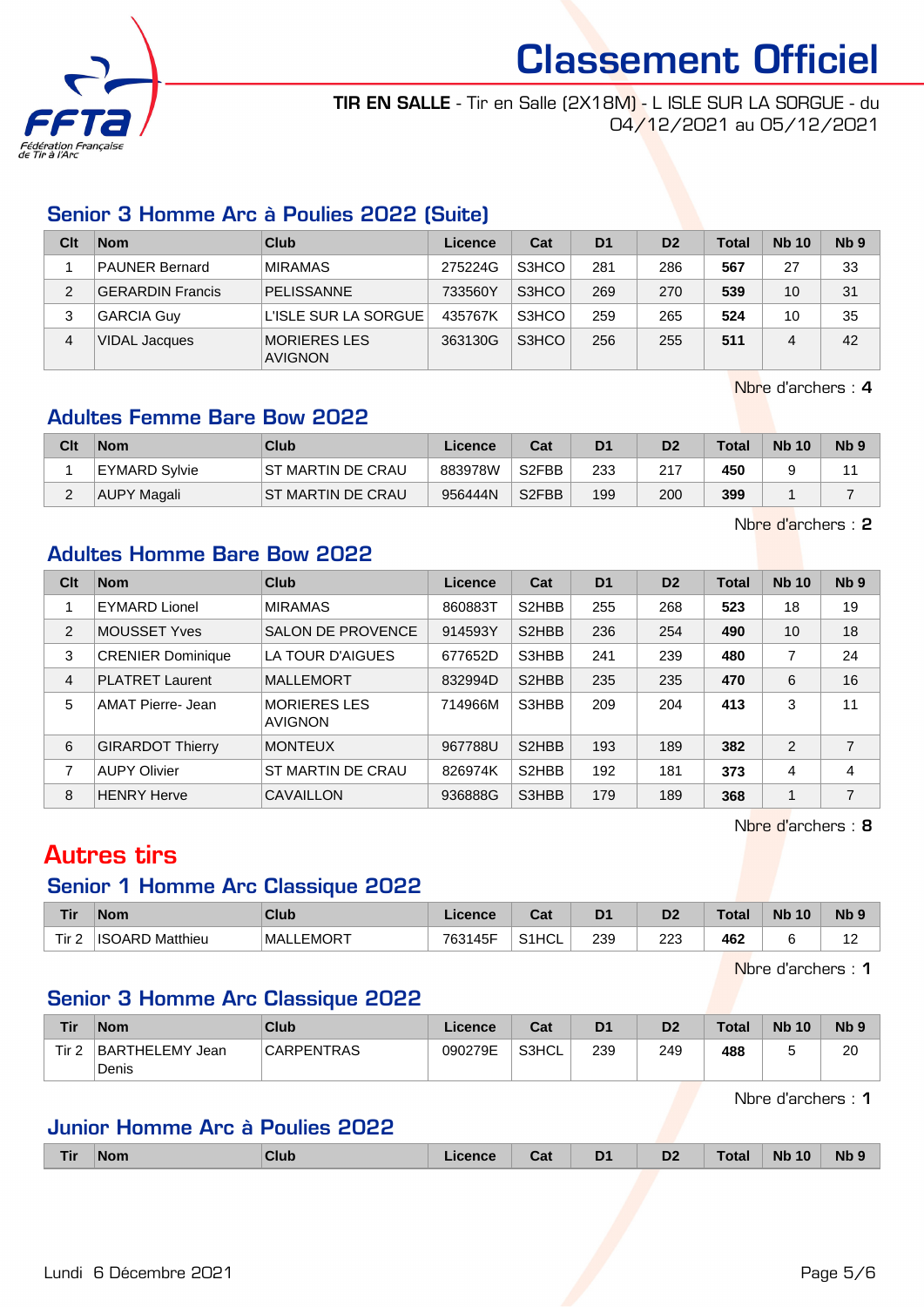# Classement Officiel

**TIR EN SALLE** - Tir en Salle (2X18M) - L ISLE SUR LA SORGUE - du 04/12/2021 au 05/12/2021

## Senior 3 Homme Arc à Poulies 2022 (Suite)

| Clt | Nom | Club | Licence | Cat | D1 | D2 | Total | Nb 10 | Nb 9 |
|---|---|---|---|---|---|---|---|---|---|
| 1 | PAUNER Bernard | MIRAMAS | 275224G | S3HCO | 281 | 286 | **567** | 27 | 33 |
| 2 | GERARDIN Francis | PELISSANNE | 733560Y | S3HCO | 269 | 270 | **539** | 10 | 31 |
| 3 | GARCIA Guy | L'ISLE SUR LA SORGUE | 435767K | S3HCO | 259 | 265 | **524** | 10 | 35 |
| 4 | VIDAL Jacques | MORIERES LES AVIGNON | 363130G | S3HCO | 256 | 255 | **511** | 4 | 42 |

Nbre d'archers : **4**

## Adultes Femme Bare Bow 2022

| Clt | Nom | Club | Licence | Cat | D1 | D2 | Total | Nb 10 | Nb 9 |
|---|---|---|---|---|---|---|---|---|---|
| 1 | EYMARD Sylvie | ST MARTIN DE CRAU | 883978W | S2FBB | 233 | 217 | **450** | 9 | 11 |
| 2 | AUPY Magali | ST MARTIN DE CRAU | 956444N | S2FBB | 199 | 200 | **399** | 1 | 7 |

Nbre d'archers : **2**

## Adultes Homme Bare Bow 2022

| Clt | Nom | Club | Licence | Cat | D1 | D2 | Total | Nb 10 | Nb 9 |
|---|---|---|---|---|---|---|---|---|---|
| 1 | EYMARD Lionel | MIRAMAS | 860883T | S2HBB | 255 | 268 | **523** | 18 | 19 |
| 2 | MOUSSET Yves | SALON DE PROVENCE | 914593Y | S2HBB | 236 | 254 | **490** | 10 | 18 |
| 3 | CRENIER Dominique | LA TOUR D'AIGUES | 677652D | S3HBB | 241 | 239 | **480** | 7 | 24 |
| 4 | PLATRET Laurent | MALLEMORT | 832994D | S2HBB | 235 | 235 | **470** | 6 | 16 |
| 5 | AMAT Pierre- Jean | MORIERES LES AVIGNON | 714966M | S3HBB | 209 | 204 | **413** | 3 | 11 |
| 6 | GIRARDOT Thierry | MONTEUX | 967788U | S2HBB | 193 | 189 | **382** | 2 | 7 |
| 7 | AUPY Olivier | ST MARTIN DE CRAU | 826974K | S2HBB | 192 | 181 | **373** | 4 | 4 |
| 8 | HENRY Herve | CAVAILLON | 936888G | S3HBB | 179 | 189 | **368** | 1 | 7 |

Nbre d'archers : **8**

# Autres tirs

## Senior 1 Homme Arc Classique 2022

| Tir | Nom | Club | Licence | Cat | D1 | D2 | Total | Nb 10 | Nb 9 |
|---|---|---|---|---|---|---|---|---|---|
| Tir 2 | ISOARD Matthieu | MALLEMORT | 763145F | S1HCL | 239 | 223 | **462** | 6 | 12 |

Nbre d'archers : **1**

## Senior 3 Homme Arc Classique 2022

| Tir | Nom | Club | Licence | Cat | D1 | D2 | Total | Nb 10 | Nb 9 |
|---|---|---|---|---|---|---|---|---|---|
| Tir 2 | BARTHELEMY Jean Denis | CARPENTRAS | 090279E | S3HCL | 239 | 249 | **488** | 5 | 20 |

Nbre d'archers : **1**

## Junior Homme Arc à Poulies 2022

| Tir | Nom | Club | Licence | Cat | D1 | D2 | Total | Nb 10 | Nb 9 |
|---|---|---|---|---|---|---|---|---|---|

Lundi 6 Décembre 2021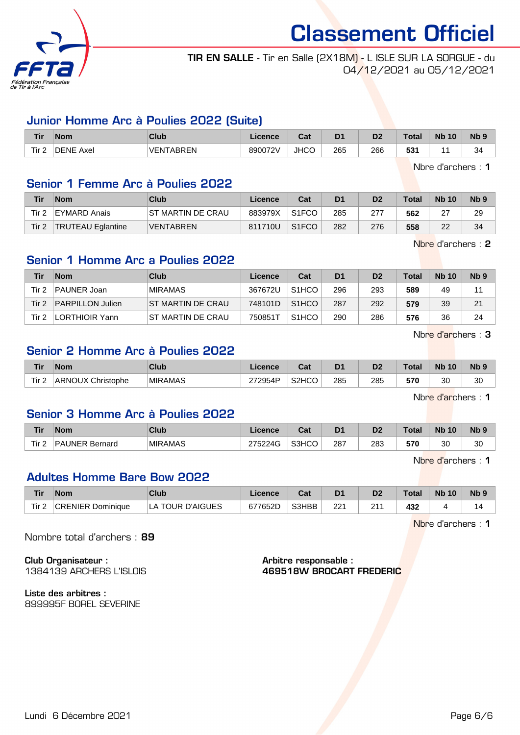# Classement Officiel

**TIR EN SALLE** - Tir en Salle (2X18M) - L ISLE SUR LA SORGUE - du 04/12/2021 au 05/12/2021

## Junior Homme Arc à Poulies 2022 (Suite)

| Tir | Nom | Club | Licence | Cat | D1 | D2 | Total | Nb 10 | Nb 9 |
|---|---|---|---|---|---|---|---|---|---|
| Tir 2 | DENE Axel | VENTABREN | 890072V | JHCO | 265 | 266 | **531** | 11 | 34 |

Nbre d'archers : **1**

## Senior 1 Femme Arc à Poulies 2022

| Tir | Nom | Club | Licence | Cat | D1 | D2 | Total | Nb 10 | Nb 9 |
|---|---|---|---|---|---|---|---|---|---|
| Tir 2 | EYMARD Anais | ST MARTIN DE CRAU | 883979X | S1FCO | 285 | 277 | **562** | 27 | 29 |
| Tir 2 | TRUTEAU Eglantine | VENTABREN | 811710U | S1FCO | 282 | 276 | **558** | 22 | 34 |

Nbre d'archers : **2**

## Senior 1 Homme Arc a Poulies 2022

| Tir | Nom | Club | Licence | Cat | D1 | D2 | Total | Nb 10 | Nb 9 |
|---|---|---|---|---|---|---|---|---|---|
| Tir 2 | PAUNER Joan | MIRAMAS | 367672U | S1HCO | 296 | 293 | **589** | 49 | 11 |
| Tir 2 | PARPILLON Julien | ST MARTIN DE CRAU | 748101D | S1HCO | 287 | 292 | **579** | 39 | 21 |
| Tir 2 | LORTHIOIR Yann | ST MARTIN DE CRAU | 750851T | S1HCO | 290 | 286 | **576** | 36 | 24 |

Nbre d'archers : **3**

## Senior 2 Homme Arc à Poulies 2022

| Tir | Nom | Club | Licence | Cat | D1 | D2 | Total | Nb 10 | Nb 9 |
|---|---|---|---|---|---|---|---|---|---|
| Tir 2 | ARNOUX Christophe | MIRAMAS | 272954P | S2HCO | 285 | 285 | **570** | 30 | 30 |

Nbre d'archers : **1**

## Senior 3 Homme Arc à Poulies 2022

| Tir | Nom | Club | Licence | Cat | D1 | D2 | Total | Nb 10 | Nb 9 |
|---|---|---|---|---|---|---|---|---|---|
| Tir 2 | PAUNER Bernard | MIRAMAS | 275224G | S3HCO | 287 | 283 | **570** | 30 | 30 |

Nbre d'archers : **1**

## Adultes Homme Bare Bow 2022

| Tir | Nom | Club | Licence | Cat | D1 | D2 | Total | Nb 10 | Nb 9 |
|---|---|---|---|---|---|---|---|---|---|
| Tir 2 | CRENIER Dominique | LA TOUR D'AIGUES | 677652D | S3HBB | 221 | 211 | **432** | 4 | 14 |

Nbre d'archers : **1**

Nombre total d'archers : **89**

**Club Organisateur :**
1384139 ARCHERS L'ISLOIS

**Arbitre responsable :**
**469518W BROCART FREDERIC**

**Liste des arbitres :**
899995F BOREL SEVERINE

Lundi 6 Décembre 2021